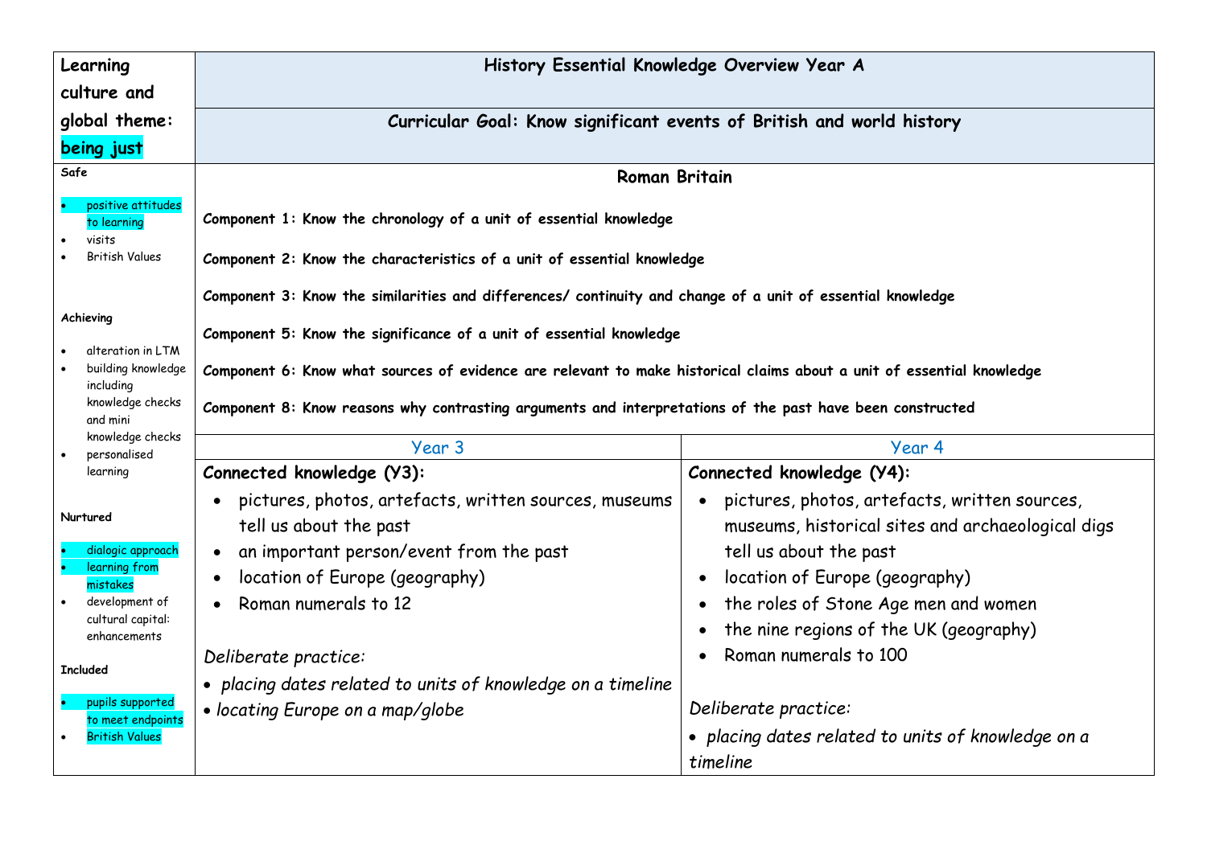| Learning culture and global theme: **being just** | History Essential Knowledge Overview Year A | |
|---|---|---|
| | **Curricular Goal: Know significant events of British and world history** | |
| **Safe**<br>• positive attitudes to learning<br>• visits<br>• British Values<br><br>**Achieving**<br>• alteration in LTM<br>• building knowledge including knowledge checks and mini knowledge checks<br>• personalised learning<br><br>**Nurtured**<br>• dialogic approach<br>• learning from mistakes<br>• development of cultural capital: enhancements<br><br>**Included**<br>• pupils supported to meet endpoints<br>• British Values | **Roman Britain**<br><br>**Component 1: Know the chronology of a unit of essential knowledge**<br><br>**Component 2: Know the characteristics of a unit of essential knowledge**<br><br>**Component 3: Know the similarities and differences/ continuity and change of a unit of essential knowledge**<br><br>**Component 5: Know the significance of a unit of essential knowledge**<br><br>**Component 6: Know what sources of evidence are relevant to make historical claims about a unit of essential knowledge**<br><br>**Component 8: Know reasons why contrasting arguments and interpretations of the past have been constructed** | |
| | Year 3 | Year 4 |
| | **Connected knowledge (Y3):**<br>• pictures, photos, artefacts, written sources, museums tell us about the past<br>• an important person/event from the past<br>• location of Europe (geography)<br>• Roman numerals to 12<br><br>*Deliberate practice:*<br>• *placing dates related to units of knowledge on a timeline*<br>• *locating Europe on a map/globe* | **Connected knowledge (Y4):**<br>• pictures, photos, artefacts, written sources, museums, historical sites and archaeological digs tell us about the past<br>• location of Europe (geography)<br>• the roles of Stone Age men and women<br>• the nine regions of the UK (geography)<br>• Roman numerals to 100<br><br>*Deliberate practice:*<br>• *placing dates related to units of knowledge on a timeline* |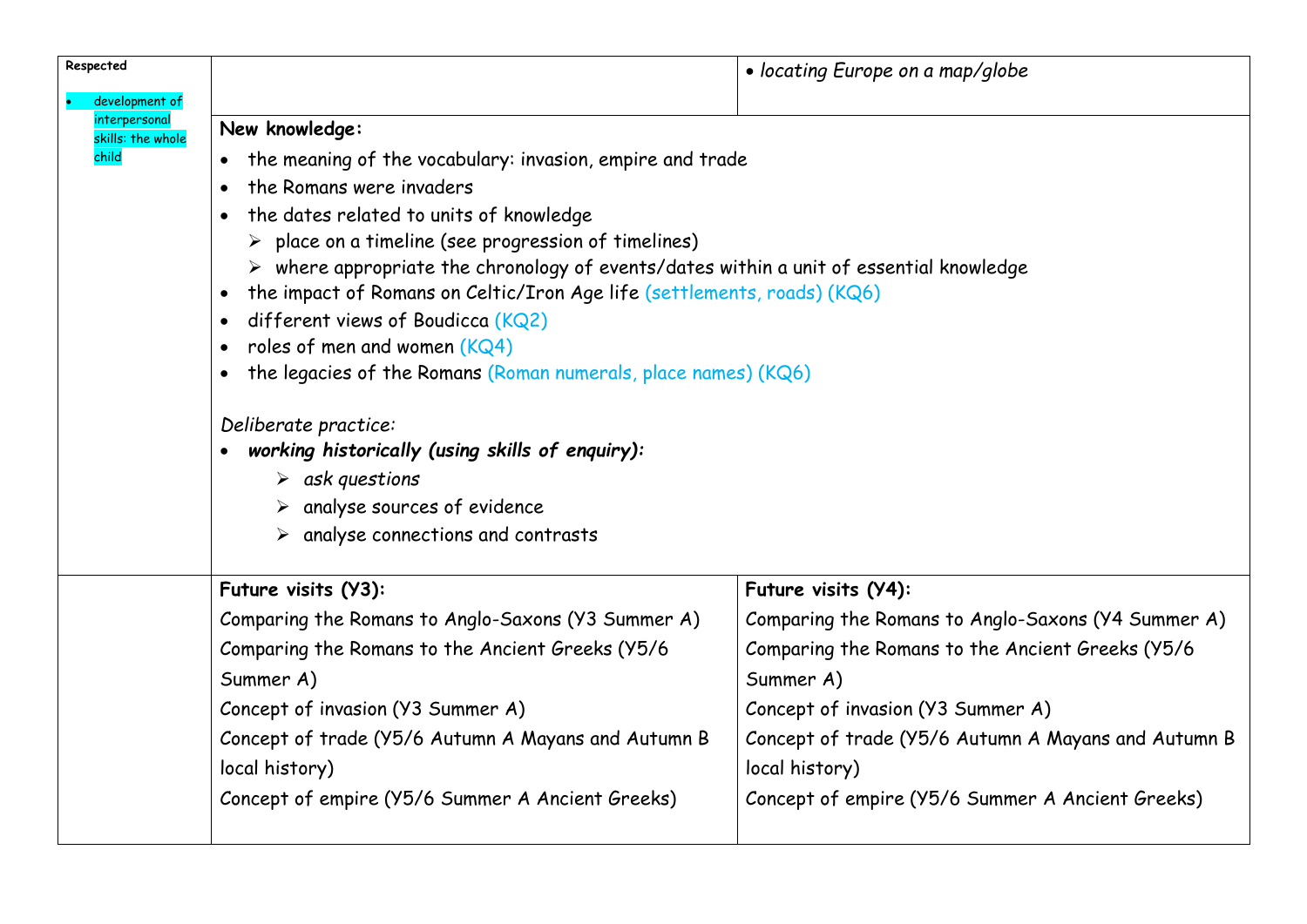| | | |
|---|---|---|
| **Respected**<br>• development of interpersonal skills: the whole child | | • *locating Europe on a map/globe* |
| | **New knowledge:**<br>• the meaning of the vocabulary: invasion, empire and trade<br>• the Romans were invaders<br>• the dates related to units of knowledge<br>  ➢ place on a timeline (see progression of timelines)<br>  ➢ where appropriate the chronology of events/dates within a unit of essential knowledge<br>• the impact of Romans on Celtic/Iron Age life (settlements, roads) (KQ6)<br>• different views of Boudicca (KQ2)<br>• roles of men and women (KQ4)<br>• the legacies of the Romans (Roman numerals, place names) (KQ6)<br><br>*Deliberate practice:*<br>• ***working historically (using skills of enquiry):***<br>  ➢ *ask questions*<br>  ➢ analyse sources of evidence<br>  ➢ analyse connections and contrasts | |
| | **Future visits (Y3):**<br>Comparing the Romans to Anglo-Saxons (Y3 Summer A)<br>Comparing the Romans to the Ancient Greeks (Y5/6 Summer A)<br>Concept of invasion (Y3 Summer A)<br>Concept of trade (Y5/6 Autumn A Mayans and Autumn B local history)<br>Concept of empire (Y5/6 Summer A Ancient Greeks) | **Future visits (Y4):**<br>Comparing the Romans to Anglo-Saxons (Y4 Summer A)<br>Comparing the Romans to the Ancient Greeks (Y5/6 Summer A)<br>Concept of invasion (Y3 Summer A)<br>Concept of trade (Y5/6 Autumn A Mayans and Autumn B local history)<br>Concept of empire (Y5/6 Summer A Ancient Greeks) |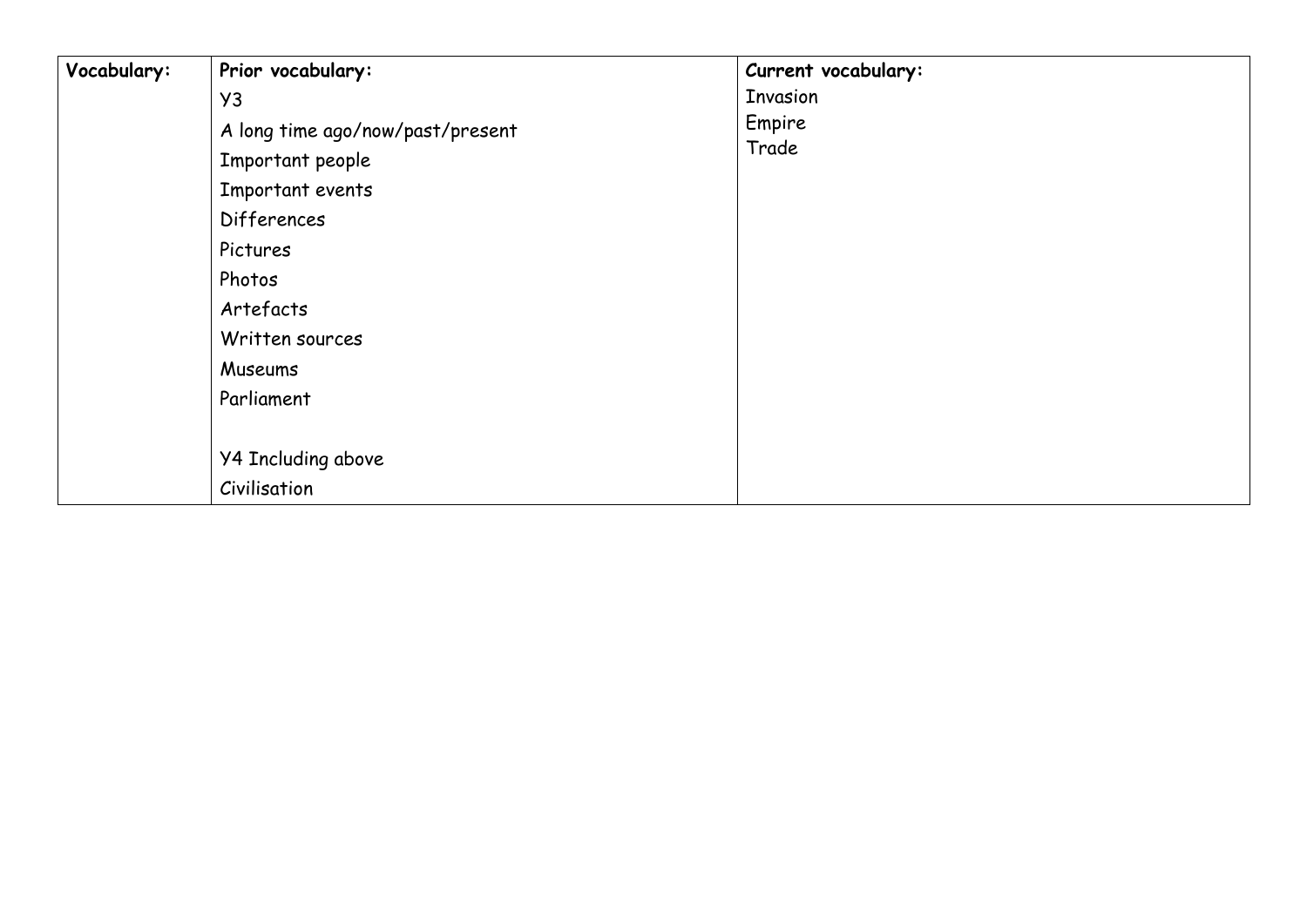| | | |
|---|---|---|
| **Vocabulary:** | **Prior vocabulary:**<br>Y3<br>A long time ago/now/past/present<br>Important people<br>Important events<br>Differences<br>Pictures<br>Photos<br>Artefacts<br>Written sources<br>Museums<br>Parliament<br><br>Y4 Including above<br>Civilisation | **Current vocabulary:**<br>Invasion<br>Empire<br>Trade |